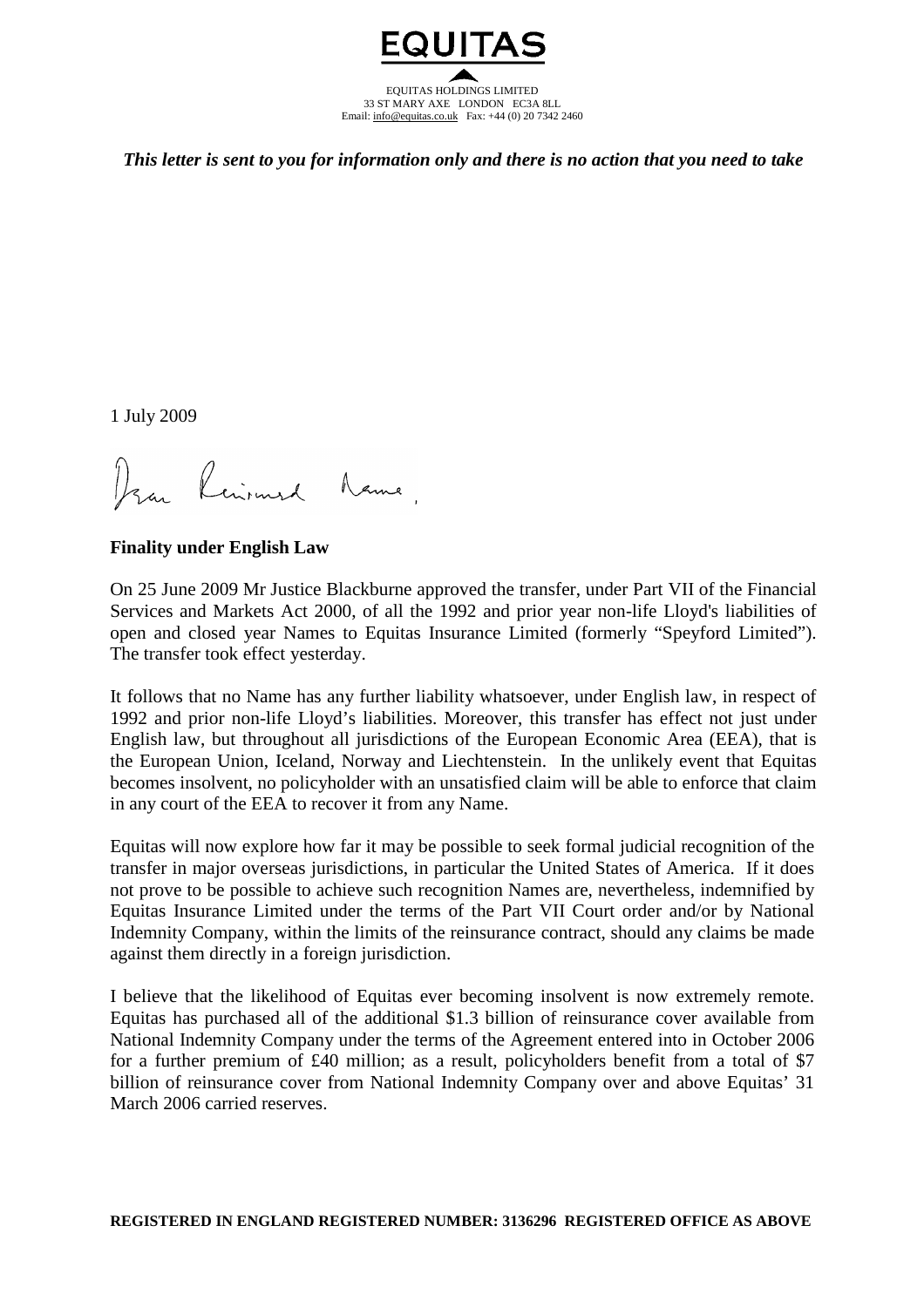EQUITAS

EQUITAS HOLDINGS LIMITED
33 ST MARY AXE LONDON EC3A 8LL
Email: info@equitas.co.uk Fax: +44 (0) 20 7342 2460

***This letter is sent to you for information only and there is no action that you need to take***

1 July 2009

Dear Reinsured Name,

**Finality under English Law**

On 25 June 2009 Mr Justice Blackburne approved the transfer, under Part VII of the Financial Services and Markets Act 2000, of all the 1992 and prior year non-life Lloyd's liabilities of open and closed year Names to Equitas Insurance Limited (formerly "Speyford Limited"). The transfer took effect yesterday.

It follows that no Name has any further liability whatsoever, under English law, in respect of 1992 and prior non-life Lloyd's liabilities. Moreover, this transfer has effect not just under English law, but throughout all jurisdictions of the European Economic Area (EEA), that is the European Union, Iceland, Norway and Liechtenstein. In the unlikely event that Equitas becomes insolvent, no policyholder with an unsatisfied claim will be able to enforce that claim in any court of the EEA to recover it from any Name.

Equitas will now explore how far it may be possible to seek formal judicial recognition of the transfer in major overseas jurisdictions, in particular the United States of America. If it does not prove to be possible to achieve such recognition Names are, nevertheless, indemnified by Equitas Insurance Limited under the terms of the Part VII Court order and/or by National Indemnity Company, within the limits of the reinsurance contract, should any claims be made against them directly in a foreign jurisdiction.

I believe that the likelihood of Equitas ever becoming insolvent is now extremely remote. Equitas has purchased all of the additional \$1.3 billion of reinsurance cover available from National Indemnity Company under the terms of the Agreement entered into in October 2006 for a further premium of £40 million; as a result, policyholders benefit from a total of \$7 billion of reinsurance cover from National Indemnity Company over and above Equitas' 31 March 2006 carried reserves.

**REGISTERED IN ENGLAND REGISTERED NUMBER: 3136296 REGISTERED OFFICE AS ABOVE**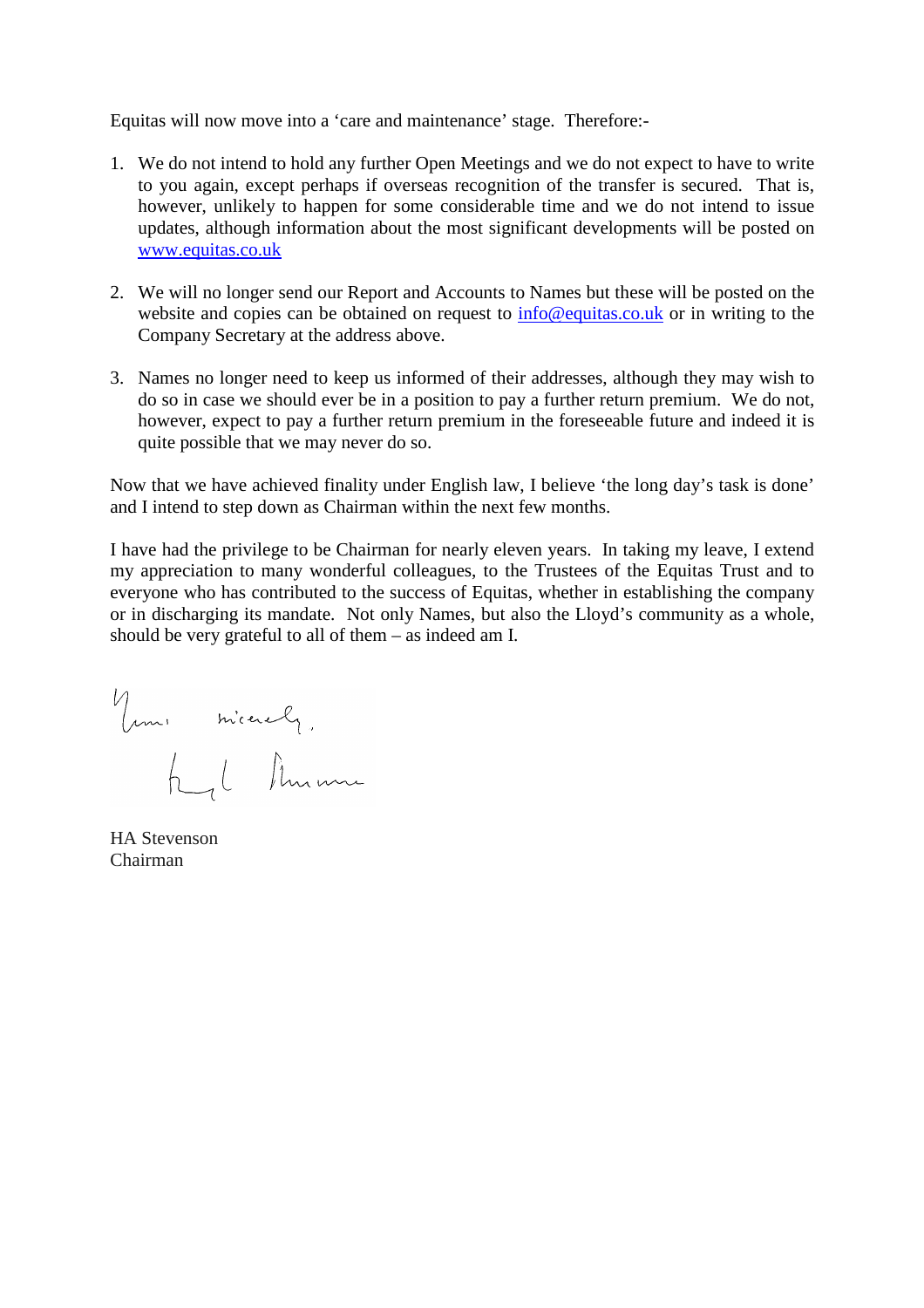Equitas will now move into a 'care and maintenance' stage. Therefore:-

1. We do not intend to hold any further Open Meetings and we do not expect to have to write to you again, except perhaps if overseas recognition of the transfer is secured. That is, however, unlikely to happen for some considerable time and we do not intend to issue updates, although information about the most significant developments will be posted on www.equitas.co.uk

2. We will no longer send our Report and Accounts to Names but these will be posted on the website and copies can be obtained on request to info@equitas.co.uk or in writing to the Company Secretary at the address above.

3. Names no longer need to keep us informed of their addresses, although they may wish to do so in case we should ever be in a position to pay a further return premium. We do not, however, expect to pay a further return premium in the foreseeable future and indeed it is quite possible that we may never do so.

Now that we have achieved finality under English law, I believe 'the long day's task is done' and I intend to step down as Chairman within the next few months.

I have had the privilege to be Chairman for nearly eleven years. In taking my leave, I extend my appreciation to many wonderful colleagues, to the Trustees of the Equitas Trust and to everyone who has contributed to the success of Equitas, whether in establishing the company or in discharging its mandate. Not only Names, but also the Lloyd's community as a whole, should be very grateful to all of them – as indeed am I.

Yours sincerely,

HA Stevenson
Chairman